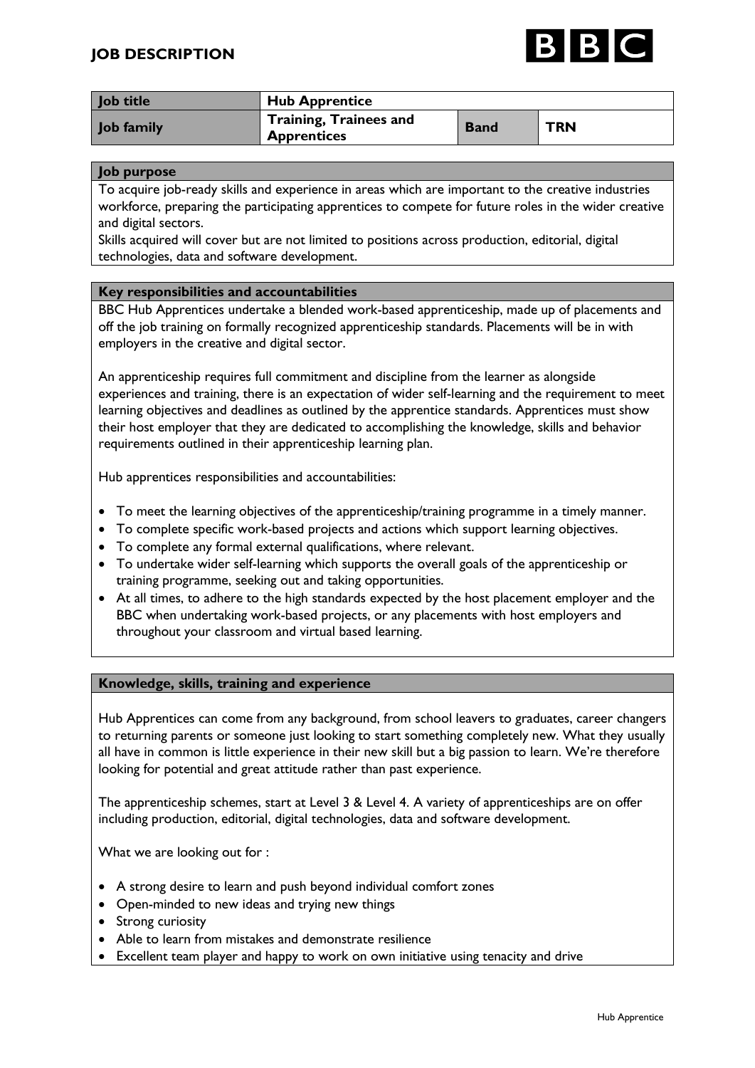# JOB DESCRIPTION

| Job title | Hub Apprentice | | |
|---|---|---|---|
| Job family | Training, Trainees and Apprentices | Band | TRN |

## Job purpose

To acquire job-ready skills and experience in areas which are important to the creative industries workforce, preparing the participating apprentices to compete for future roles in the wider creative and digital sectors.

Skills acquired will cover but are not limited to positions across production, editorial, digital technologies, data and software development.

## Key responsibilities and accountabilities

BBC Hub Apprentices undertake a blended work-based apprenticeship, made up of placements and off the job training on formally recognized apprenticeship standards. Placements will be in with employers in the creative and digital sector.

An apprenticeship requires full commitment and discipline from the learner as alongside experiences and training, there is an expectation of wider self-learning and the requirement to meet learning objectives and deadlines as outlined by the apprentice standards. Apprentices must show their host employer that they are dedicated to accomplishing the knowledge, skills and behavior requirements outlined in their apprenticeship learning plan.

Hub apprentices responsibilities and accountabilities:

- To meet the learning objectives of the apprenticeship/training programme in a timely manner.
- To complete specific work-based projects and actions which support learning objectives.
- To complete any formal external qualifications, where relevant.
- To undertake wider self-learning which supports the overall goals of the apprenticeship or training programme, seeking out and taking opportunities.
- At all times, to adhere to the high standards expected by the host placement employer and the BBC when undertaking work-based projects, or any placements with host employers and throughout your classroom and virtual based learning.

## Knowledge, skills, training and experience

Hub Apprentices can come from any background, from school leavers to graduates, career changers to returning parents or someone just looking to start something completely new. What they usually all have in common is little experience in their new skill but a big passion to learn. We're therefore looking for potential and great attitude rather than past experience.

The apprenticeship schemes, start at Level 3 & Level 4. A variety of apprenticeships are on offer including production, editorial, digital technologies, data and software development.

What we are looking out for :

- A strong desire to learn and push beyond individual comfort zones
- Open-minded to new ideas and trying new things
- Strong curiosity
- Able to learn from mistakes and demonstrate resilience
- Excellent team player and happy to work on own initiative using tenacity and drive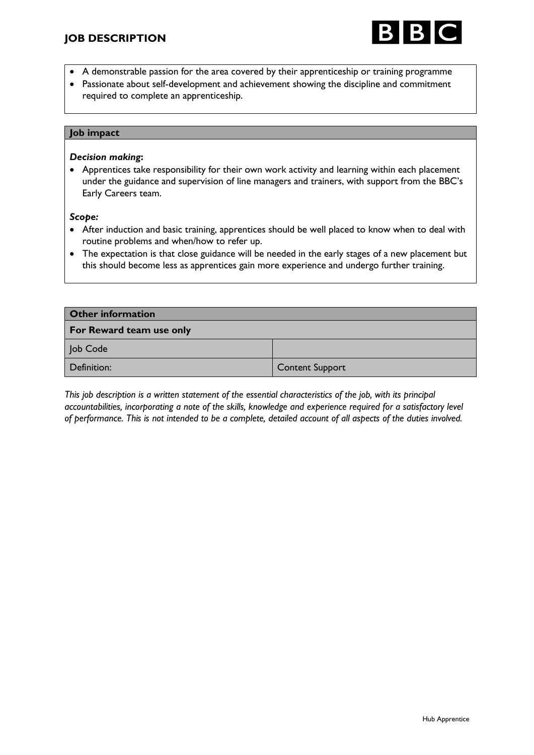- A demonstrable passion for the area covered by their apprenticeship or training programme
- Passionate about self-development and achievement showing the discipline and commitment required to complete an apprenticeship.

## Job impact

***Decision making*:**

- Apprentices take responsibility for their own work activity and learning within each placement under the guidance and supervision of line managers and trainers, with support from the BBC's Early Careers team.

***Scope:***

- After induction and basic training, apprentices should be well placed to know when to deal with routine problems and when/how to refer up.
- The expectation is that close guidance will be needed in the early stages of a new placement but this should become less as apprentices gain more experience and undergo further training.

## Other information

| **For Reward team use only** | |
|---|---|
| Job Code | |
| Definition: | Content Support |

*This job description is a written statement of the essential characteristics of the job, with its principal accountabilities, incorporating a note of the skills, knowledge and experience required for a satisfactory level of performance. This is not intended to be a complete, detailed account of all aspects of the duties involved.*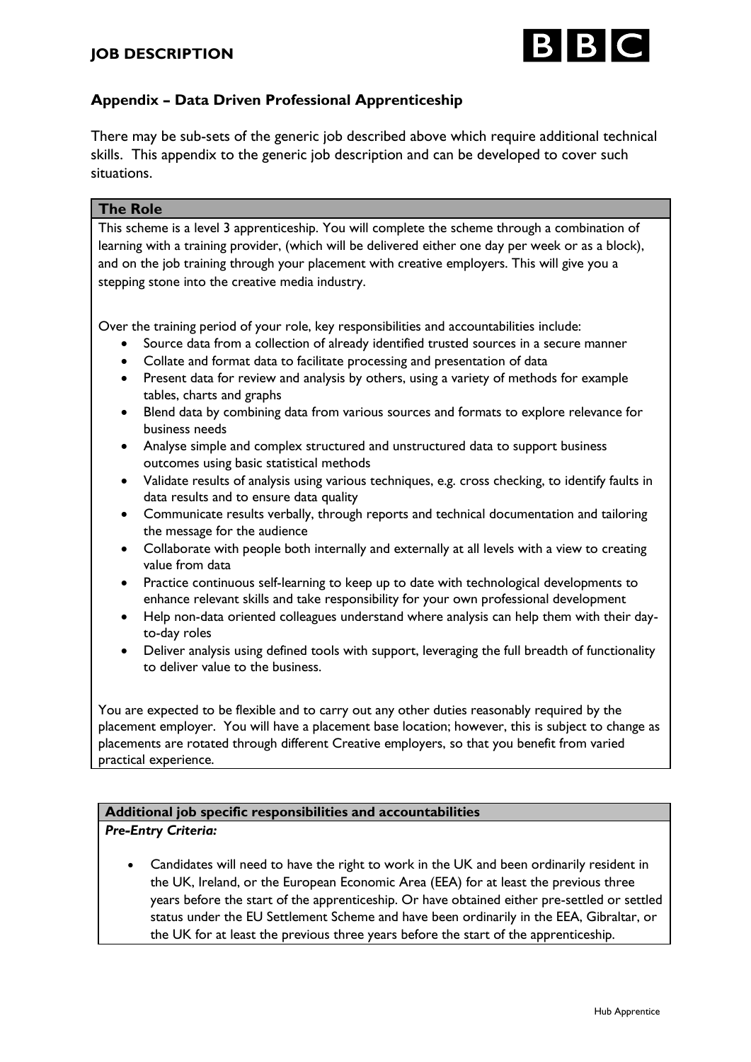# JOB DESCRIPTION

## Appendix – Data Driven Professional Apprenticeship

There may be sub-sets of the generic job described above which require additional technical skills. This appendix to the generic job description and can be developed to cover such situations.

### The Role

This scheme is a level 3 apprenticeship. You will complete the scheme through a combination of learning with a training provider, (which will be delivered either one day per week or as a block), and on the job training through your placement with creative employers. This will give you a stepping stone into the creative media industry.

Over the training period of your role, key responsibilities and accountabilities include:

- Source data from a collection of already identified trusted sources in a secure manner
- Collate and format data to facilitate processing and presentation of data
- Present data for review and analysis by others, using a variety of methods for example tables, charts and graphs
- Blend data by combining data from various sources and formats to explore relevance for business needs
- Analyse simple and complex structured and unstructured data to support business outcomes using basic statistical methods
- Validate results of analysis using various techniques, e.g. cross checking, to identify faults in data results and to ensure data quality
- Communicate results verbally, through reports and technical documentation and tailoring the message for the audience
- Collaborate with people both internally and externally at all levels with a view to creating value from data
- Practice continuous self-learning to keep up to date with technological developments to enhance relevant skills and take responsibility for your own professional development
- Help non-data oriented colleagues understand where analysis can help them with their day-to-day roles
- Deliver analysis using defined tools with support, leveraging the full breadth of functionality to deliver value to the business.

You are expected to be flexible and to carry out any other duties reasonably required by the placement employer. You will have a placement base location; however, this is subject to change as placements are rotated through different Creative employers, so that you benefit from varied practical experience.

### Additional job specific responsibilities and accountabilities

***Pre-Entry Criteria:***

- Candidates will need to have the right to work in the UK and been ordinarily resident in the UK, Ireland, or the European Economic Area (EEA) for at least the previous three years before the start of the apprenticeship. Or have obtained either pre-settled or settled status under the EU Settlement Scheme and have been ordinarily in the EEA, Gibraltar, or the UK for at least the previous three years before the start of the apprenticeship.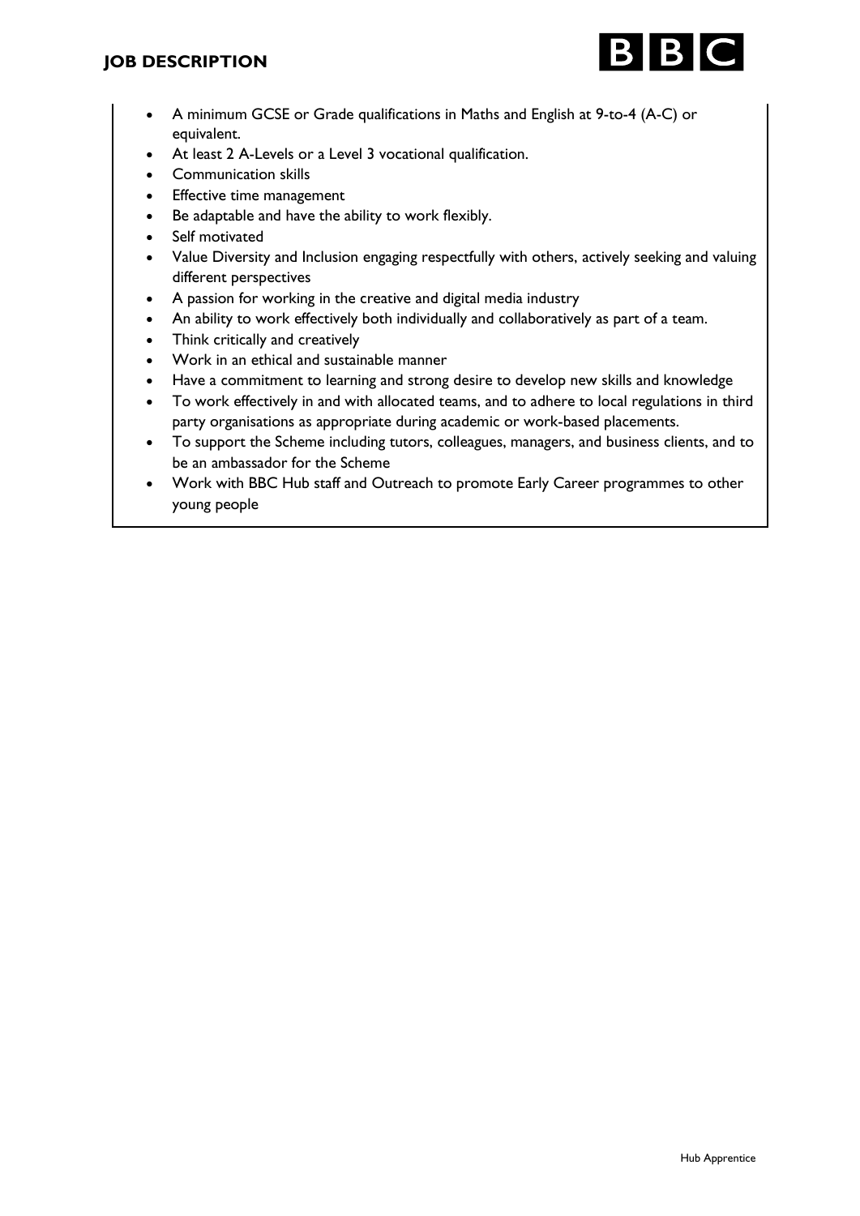- A minimum GCSE or Grade qualifications in Maths and English at 9-to-4 (A-C) or equivalent.
- At least 2 A-Levels or a Level 3 vocational qualification.
- Communication skills
- Effective time management
- Be adaptable and have the ability to work flexibly.
- Self motivated
- Value Diversity and Inclusion engaging respectfully with others, actively seeking and valuing different perspectives
- A passion for working in the creative and digital media industry
- An ability to work effectively both individually and collaboratively as part of a team.
- Think critically and creatively
- Work in an ethical and sustainable manner
- Have a commitment to learning and strong desire to develop new skills and knowledge
- To work effectively in and with allocated teams, and to adhere to local regulations in third party organisations as appropriate during academic or work-based placements.
- To support the Scheme including tutors, colleagues, managers, and business clients, and to be an ambassador for the Scheme
- Work with BBC Hub staff and Outreach to promote Early Career programmes to other young people